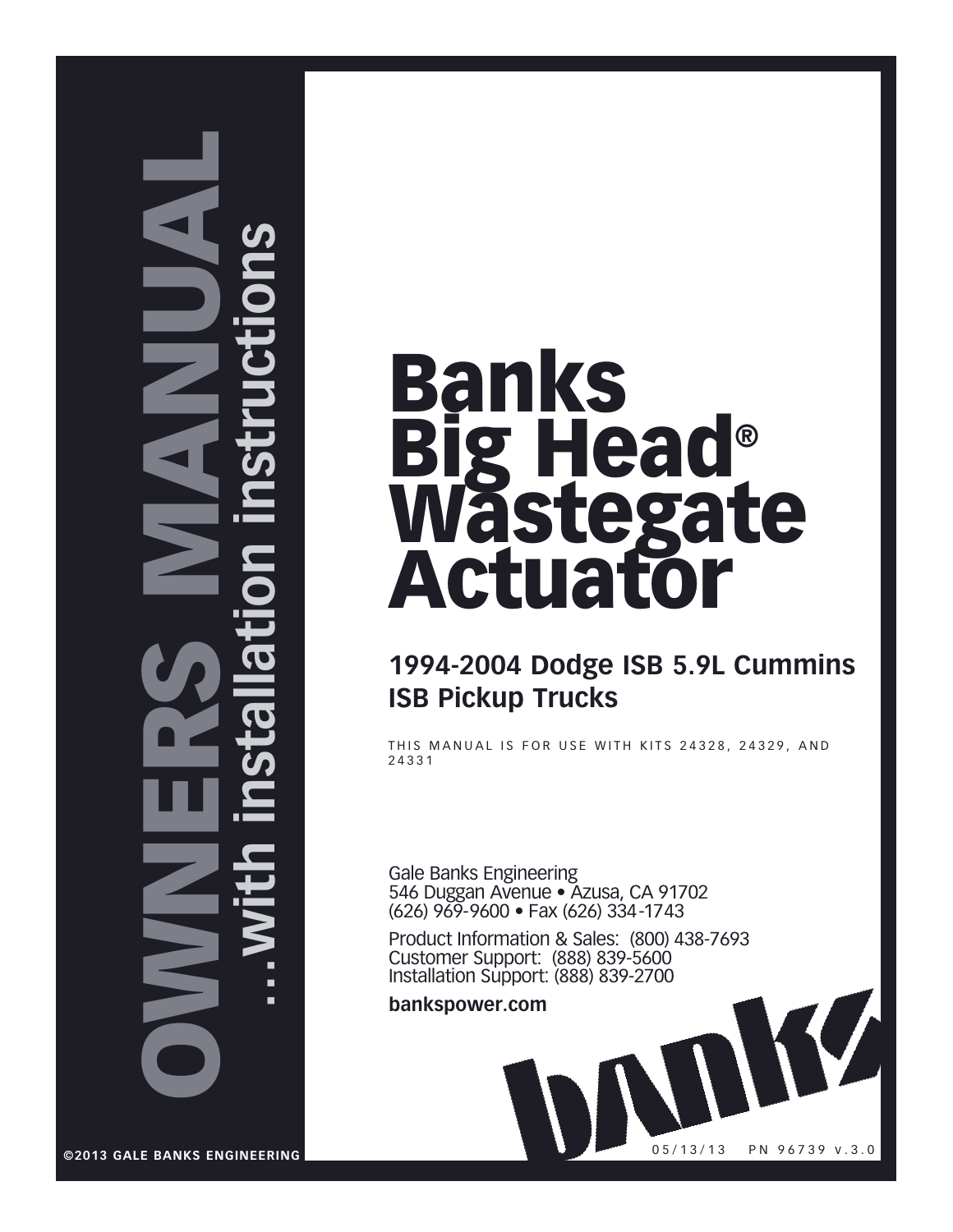# OWNERS MANUAL

## ...with installation instructions

# Banks Big Head® Wastegate Actuator

### 1994-2004 Dodge ISB 5.9L Cummins ISB Pickup Trucks

THIS MANUAL IS FOR USE WITH KITS 24328, 24329, AND 24331

Gale Banks Engineering
546 Duggan Avenue • Azusa, CA 91702
(626) 969-9600 • Fax (626) 334-1743

Product Information & Sales: (800) 438-7693
Customer Support: (888) 839-5600
Installation Support: (888) 839-2700

**bankspower.com**

banks

©2013 GALE BANKS ENGINEERING

05/13/13 PN 96739 v.3.0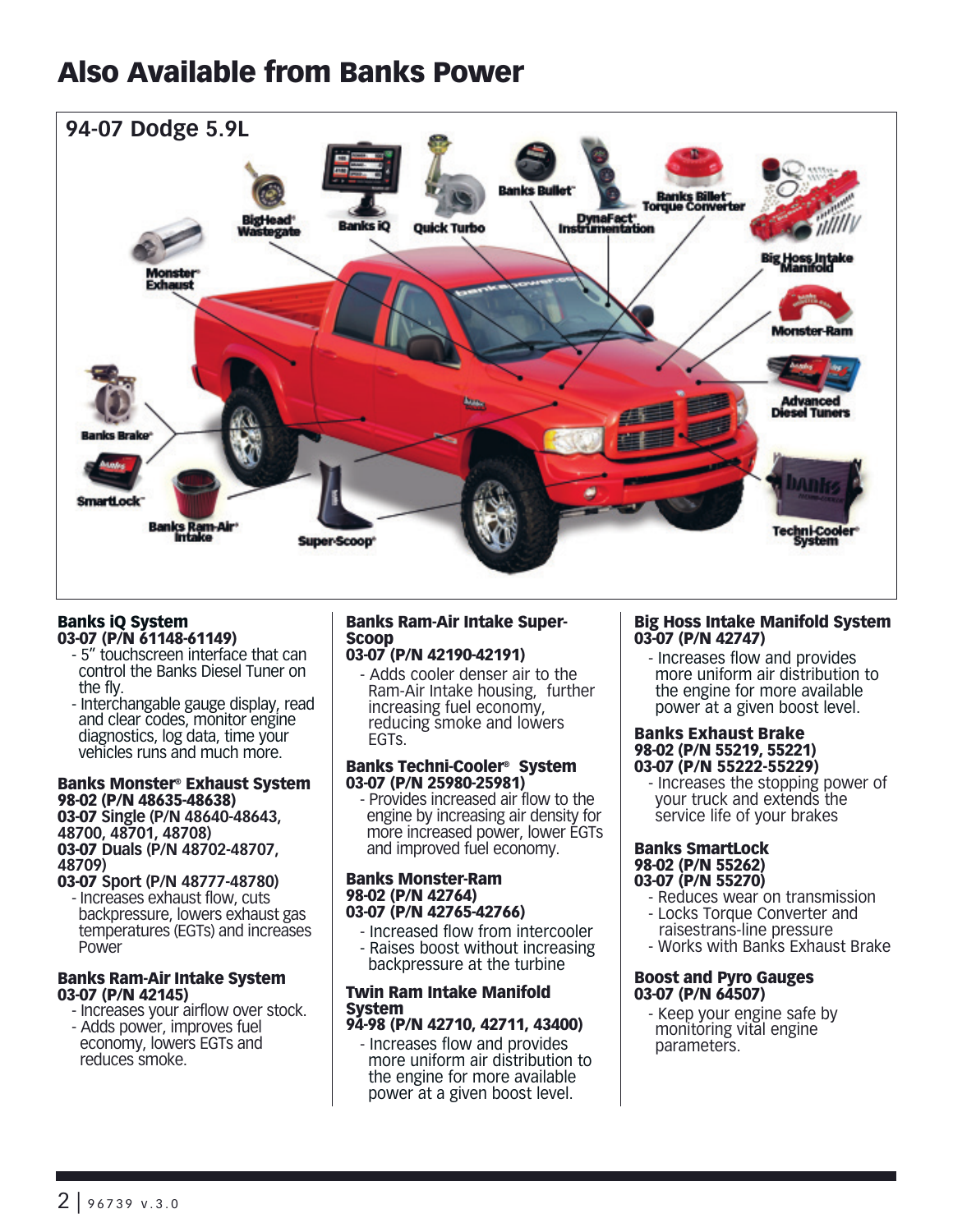# Also Available from Banks Power

## 94-07 Dodge 5.9L

### Banks iQ System
**03-07 (P/N 61148-61149)**

- 5" touchscreen interface that can control the Banks Diesel Tuner on the fly.
- Interchangable gauge display, read and clear codes, monitor engine diagnostics, log data, time your vehicles runs and much more.

### Banks Monster® Exhaust System
**98-02 (P/N 48635-48638)**
**03-07 Single (P/N 48640-48643, 48700, 48701, 48708)**
**03-07 Duals (P/N 48702-48707, 48709)**
**03-07 Sport (P/N 48777-48780)**

- Increases exhaust flow, cuts backpressure, lowers exhaust gas temperatures (EGTs) and increases Power

### Banks Ram-Air Intake System
**03-07 (P/N 42145)**

- Increases your airflow over stock.
- Adds power, improves fuel economy, lowers EGTs and reduces smoke.

### Banks Ram-Air Intake Super-Scoop
**03-07 (P/N 42190-42191)**

- Adds cooler denser air to the Ram-Air Intake housing, further increasing fuel economy, reducing smoke and lowers EGTs.

### Banks Techni-Cooler® System
**03-07 (P/N 25980-25981)**

- Provides increased air flow to the engine by increasing air density for more increased power, lower EGTs and improved fuel economy.

### Banks Monster-Ram
**98-02 (P/N 42764)**
**03-07 (P/N 42765-42766)**

- Increased flow from intercooler
- Raises boost without increasing backpressure at the turbine

### Twin Ram Intake Manifold System
**94-98 (P/N 42710, 42711, 43400)**

- Increases flow and provides more uniform air distribution to the engine for more available power at a given boost level.

### Big Hoss Intake Manifold System
**03-07 (P/N 42747)**

- Increases flow and provides more uniform air distribution to the engine for more available power at a given boost level.

### Banks Exhaust Brake
**98-02 (P/N 55219, 55221)**
**03-07 (P/N 55222-55229)**

- Increases the stopping power of your truck and extends the service life of your brakes

### Banks SmartLock
**98-02 (P/N 55262)**
**03-07 (P/N 55270)**

- Reduces wear on transmission
- Locks Torque Converter and raisestrans-line pressure
- Works with Banks Exhaust Brake

### Boost and Pyro Gauges
**03-07 (P/N 64507)**

- Keep your engine safe by monitoring vital engine parameters.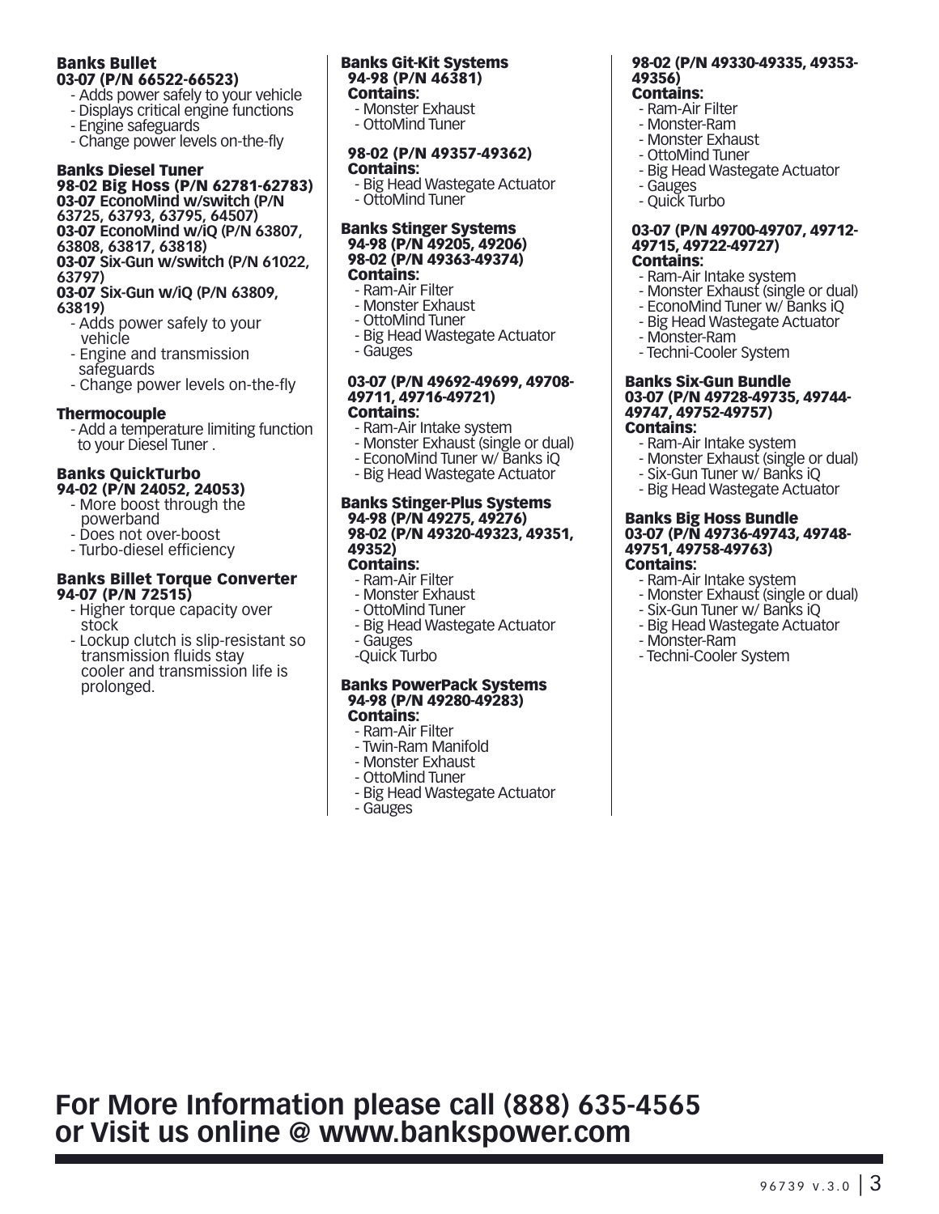### Banks Bullet
**03-07 (P/N 66522-66523)**
- Adds power safely to your vehicle
- Displays critical engine functions
- Engine safeguards
- Change power levels on-the-fly

### Banks Diesel Tuner
**98-02 Big Hoss (P/N 62781-62783)**
**03-07 EconoMind w/switch (P/N 63725, 63793, 63795, 64507)**
**03-07 EconoMind w/iQ (P/N 63807, 63808, 63817, 63818)**
**03-07 Six-Gun w/switch (P/N 61022, 63797)**
**03-07 Six-Gun w/iQ (P/N 63809, 63819)**
- Adds power safely to your vehicle
- Engine and transmission safeguards
- Change power levels on-the-fly

### Thermocouple
- Add a temperature limiting function to your Diesel Tuner .

### Banks QuickTurbo
**94-02 (P/N 24052, 24053)**
- More boost through the powerband
- Does not over-boost
- Turbo-diesel efficiency

### Banks Billet Torque Converter
**94-07 (P/N 72515)**
- Higher torque capacity over stock
- Lockup clutch is slip-resistant so transmission fluids stay cooler and transmission life is prolonged.

### Banks Git-Kit Systems
**94-98 (P/N 46381)**
**Contains:**
- Monster Exhaust
- OttoMind Tuner

**98-02 (P/N 49357-49362)**
**Contains:**
- Big Head Wastegate Actuator
- OttoMind Tuner

### Banks Stinger Systems
**94-98 (P/N 49205, 49206)**
**98-02 (P/N 49363-49374)**
**Contains:**
- Ram-Air Filter
- Monster Exhaust
- OttoMind Tuner
- Big Head Wastegate Actuator
- Gauges

**03-07 (P/N 49692-49699, 49708-49711, 49716-49721)**
**Contains:**
- Ram-Air Intake system
- Monster Exhaust (single or dual)
- EconoMind Tuner w/ Banks iQ
- Big Head Wastegate Actuator

### Banks Stinger-Plus Systems
**94-98 (P/N 49275, 49276)**
**98-02 (P/N 49320-49323, 49351, 49352)**
**Contains:**
- Ram-Air Filter
- Monster Exhaust
- OttoMind Tuner
- Big Head Wastegate Actuator
- Gauges
- Quick Turbo

### Banks PowerPack Systems
**94-98 (P/N 49280-49283)**
**Contains:**
- Ram-Air Filter
- Twin-Ram Manifold
- Monster Exhaust
- OttoMind Tuner
- Big Head Wastegate Actuator
- Gauges

**98-02 (P/N 49330-49335, 49353-49356)**
**Contains:**
- Ram-Air Filter
- Monster-Ram
- Monster Exhaust
- OttoMind Tuner
- Big Head Wastegate Actuator
- Gauges
- Quick Turbo

**03-07 (P/N 49700-49707, 49712-49715, 49722-49727)**
**Contains:**
- Ram-Air Intake system
- Monster Exhaust (single or dual)
- EconoMind Tuner w/ Banks iQ
- Big Head Wastegate Actuator
- Monster-Ram
- Techni-Cooler System

### Banks Six-Gun Bundle
**03-07 (P/N 49728-49735, 49744-49747, 49752-49757)**
**Contains:**
- Ram-Air Intake system
- Monster Exhaust (single or dual)
- Six-Gun Tuner w/ Banks iQ
- Big Head Wastegate Actuator

### Banks Big Hoss Bundle
**03-07 (P/N 49736-49743, 49748-49751, 49758-49763)**
**Contains:**
- Ram-Air Intake system
- Monster Exhaust (single or dual)
- Six-Gun Tuner w/ Banks iQ
- Big Head Wastegate Actuator
- Monster-Ram
- Techni-Cooler System

## For More Information please call (888) 635-4565 or Visit us online @ www.bankspower.com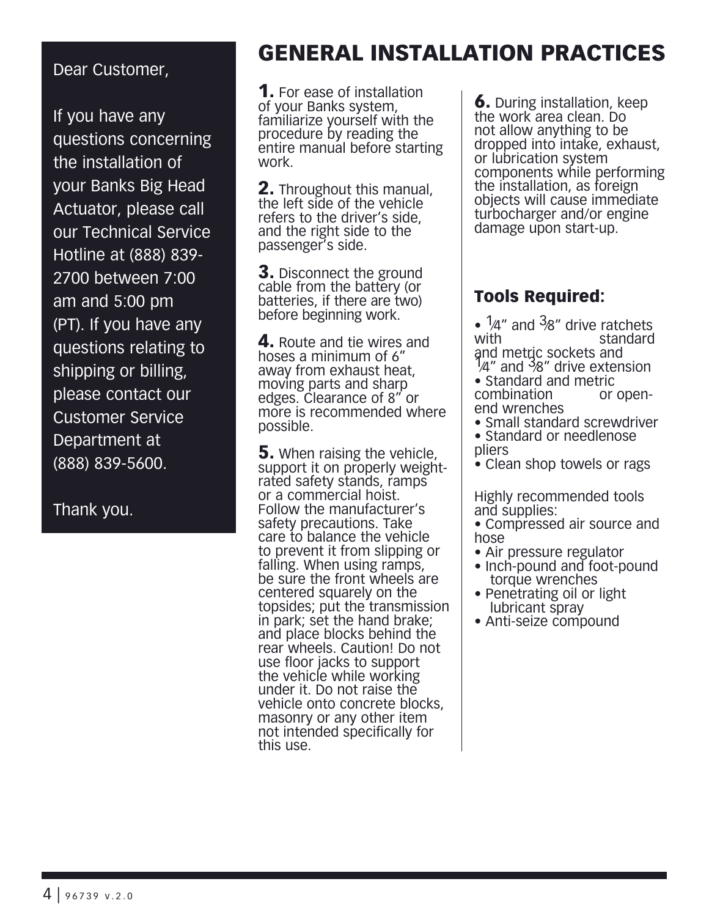Dear Customer,

If you have any questions concerning the installation of your Banks Big Head Actuator, please call our Technical Service Hotline at (888) 839-2700 between 7:00 am and 5:00 pm (PT). If you have any questions relating to shipping or billing, please contact our Customer Service Department at (888) 839-5600.

Thank you.

# GENERAL INSTALLATION PRACTICES

**1.** For ease of installation of your Banks system, familiarize yourself with the procedure by reading the entire manual before starting work.

**2.** Throughout this manual, the left side of the vehicle refers to the driver's side, and the right side to the passenger's side.

**3.** Disconnect the ground cable from the battery (or batteries, if there are two) before beginning work.

**4.** Route and tie wires and hoses a minimum of 6" away from exhaust heat, moving parts and sharp edges. Clearance of 8" or more is recommended where possible.

**5.** When raising the vehicle, support it on properly weight-rated safety stands, ramps or a commercial hoist. Follow the manufacturer's safety precautions. Take care to balance the vehicle to prevent it from slipping or falling. When using ramps, be sure the front wheels are centered squarely on the topsides; put the transmission in park; set the hand brake; and place blocks behind the rear wheels. Caution! Do not use floor jacks to support the vehicle while working under it. Do not raise the vehicle onto concrete blocks, masonry or any other item not intended specifically for this use.

**6.** During installation, keep the work area clean. Do not allow anything to be dropped into intake, exhaust, or lubrication system components while performing the installation, as foreign objects will cause immediate turbocharger and/or engine damage upon start-up.

### Tools Required:

- 1⁄4" and 3⁄8" drive ratchets with standard and metric sockets and 1⁄4" and 3⁄8" drive extension
- Standard and metric combination or open-end wrenches
- Small standard screwdriver
- Standard or needlenose pliers
- Clean shop towels or rags

Highly recommended tools and supplies:

- Compressed air source and hose
- Air pressure regulator
- Inch-pound and foot-pound torque wrenches
- Penetrating oil or light lubricant spray
- Anti-seize compound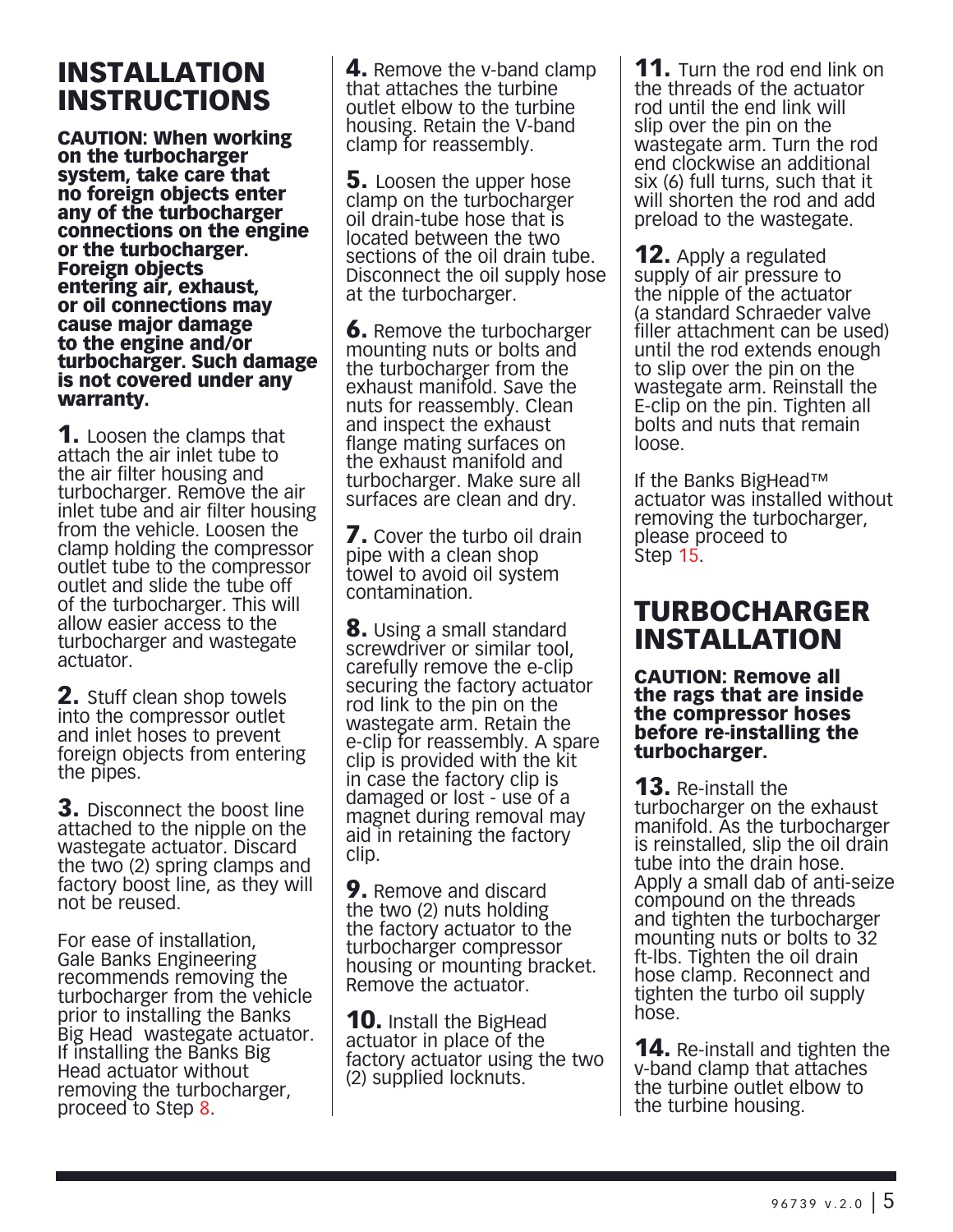# INSTALLATION INSTRUCTIONS

**CAUTION: When working on the turbocharger system, take care that no foreign objects enter any of the turbocharger connections on the engine or the turbocharger. Foreign objects entering air, exhaust, or oil connections may cause major damage to the engine and/or turbocharger. Such damage is not covered under any warranty.**

**1.** Loosen the clamps that attach the air inlet tube to the air filter housing and turbocharger. Remove the air inlet tube and air filter housing from the vehicle. Loosen the clamp holding the compressor outlet tube to the compressor outlet and slide the tube off of the turbocharger. This will allow easier access to the turbocharger and wastegate actuator.

**2.** Stuff clean shop towels into the compressor outlet and inlet hoses to prevent foreign objects from entering the pipes.

**3.** Disconnect the boost line attached to the nipple on the wastegate actuator. Discard the two (2) spring clamps and factory boost line, as they will not be reused.

For ease of installation, Gale Banks Engineering recommends removing the turbocharger from the vehicle prior to installing the Banks Big Head wastegate actuator. If installing the Banks Big Head actuator without removing the turbocharger, proceed to Step 8.

**4.** Remove the v-band clamp that attaches the turbine outlet elbow to the turbine housing. Retain the V-band clamp for reassembly.

**5.** Loosen the upper hose clamp on the turbocharger oil drain-tube hose that is located between the two sections of the oil drain tube. Disconnect the oil supply hose at the turbocharger.

**6.** Remove the turbocharger mounting nuts or bolts and the turbocharger from the exhaust manifold. Save the nuts for reassembly. Clean and inspect the exhaust flange mating surfaces on the exhaust manifold and turbocharger. Make sure all surfaces are clean and dry.

**7.** Cover the turbo oil drain pipe with a clean shop towel to avoid oil system contamination.

**8.** Using a small standard screwdriver or similar tool, carefully remove the e-clip securing the factory actuator rod link to the pin on the wastegate arm. Retain the e-clip for reassembly. A spare clip is provided with the kit in case the factory clip is damaged or lost - use of a magnet during removal may aid in retaining the factory clip.

**9.** Remove and discard the two (2) nuts holding the factory actuator to the turbocharger compressor housing or mounting bracket. Remove the actuator.

**10.** Install the BigHead actuator in place of the factory actuator using the two (2) supplied locknuts.

**11.** Turn the rod end link on the threads of the actuator rod until the end link will slip over the pin on the wastegate arm. Turn the rod end clockwise an additional six (6) full turns, such that it will shorten the rod and add preload to the wastegate.

**12.** Apply a regulated supply of air pressure to the nipple of the actuator (a standard Schraeder valve filler attachment can be used) until the rod extends enough to slip over the pin on the wastegate arm. Reinstall the E-clip on the pin. Tighten all bolts and nuts that remain loose.

If the Banks BigHead™ actuator was installed without removing the turbocharger, please proceed to Step 15.

# TURBOCHARGER INSTALLATION

**CAUTION: Remove all the rags that are inside the compressor hoses before re-installing the turbocharger.**

**13.** Re-install the turbocharger on the exhaust manifold. As the turbocharger is reinstalled, slip the oil drain tube into the drain hose. Apply a small dab of anti-seize compound on the threads and tighten the turbocharger mounting nuts or bolts to 32 ft-lbs. Tighten the oil drain hose clamp. Reconnect and tighten the turbo oil supply hose.

**14.** Re-install and tighten the v-band clamp that attaches the turbine outlet elbow to the turbine housing.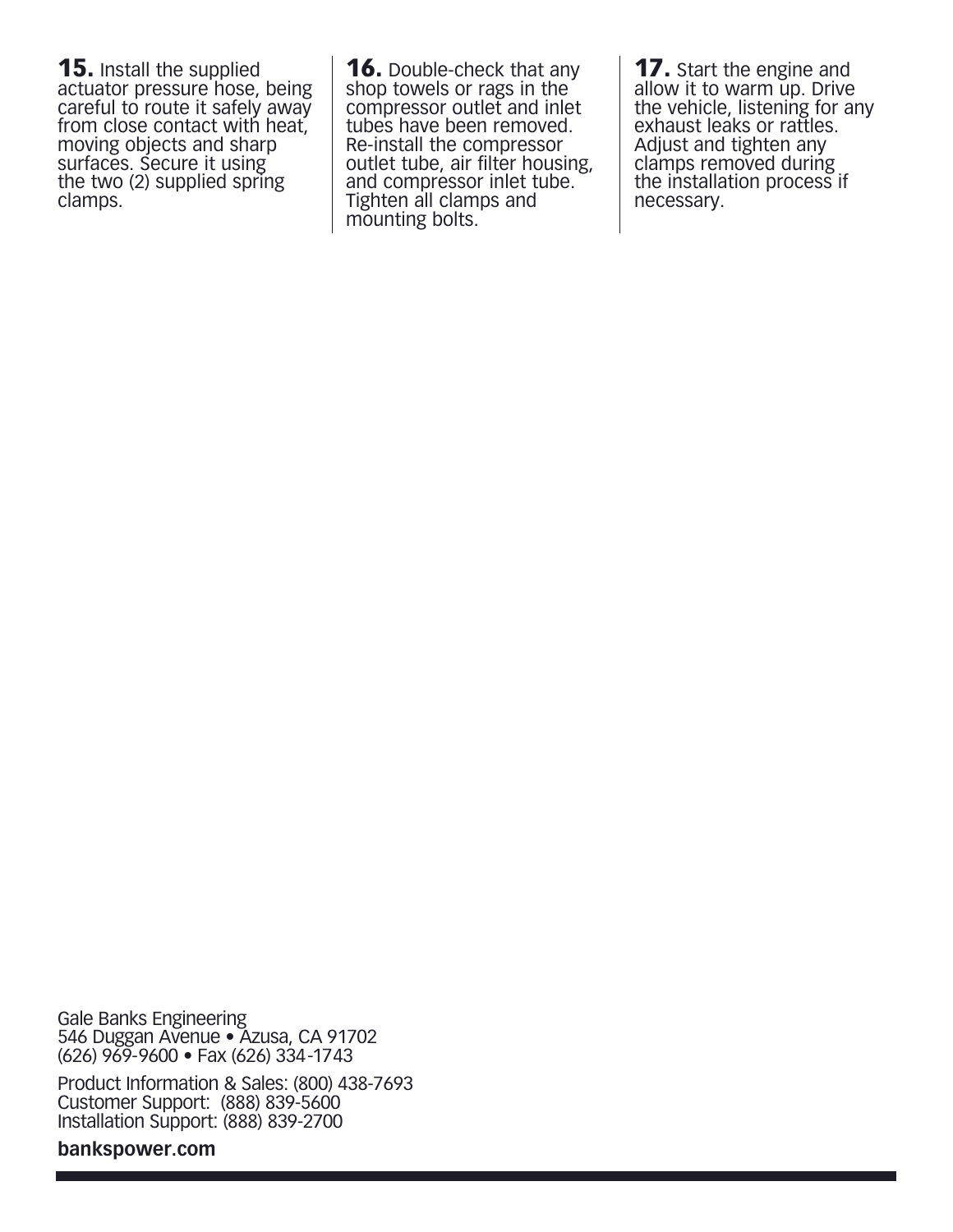**15.** Install the supplied actuator pressure hose, being careful to route it safely away from close contact with heat, moving objects and sharp surfaces. Secure it using the two (2) supplied spring clamps.

**16.** Double-check that any shop towels or rags in the compressor outlet and inlet tubes have been removed. Re-install the compressor outlet tube, air filter housing, and compressor inlet tube. Tighten all clamps and mounting bolts.

**17.** Start the engine and allow it to warm up. Drive the vehicle, listening for any exhaust leaks or rattles. Adjust and tighten any clamps removed during the installation process if necessary.

Gale Banks Engineering
546 Duggan Avenue • Azusa, CA 91702
(626) 969-9600 • Fax (626) 334-1743

Product Information & Sales: (800) 438-7693
Customer Support: (888) 839-5600
Installation Support: (888) 839-2700

**bankspower.com**